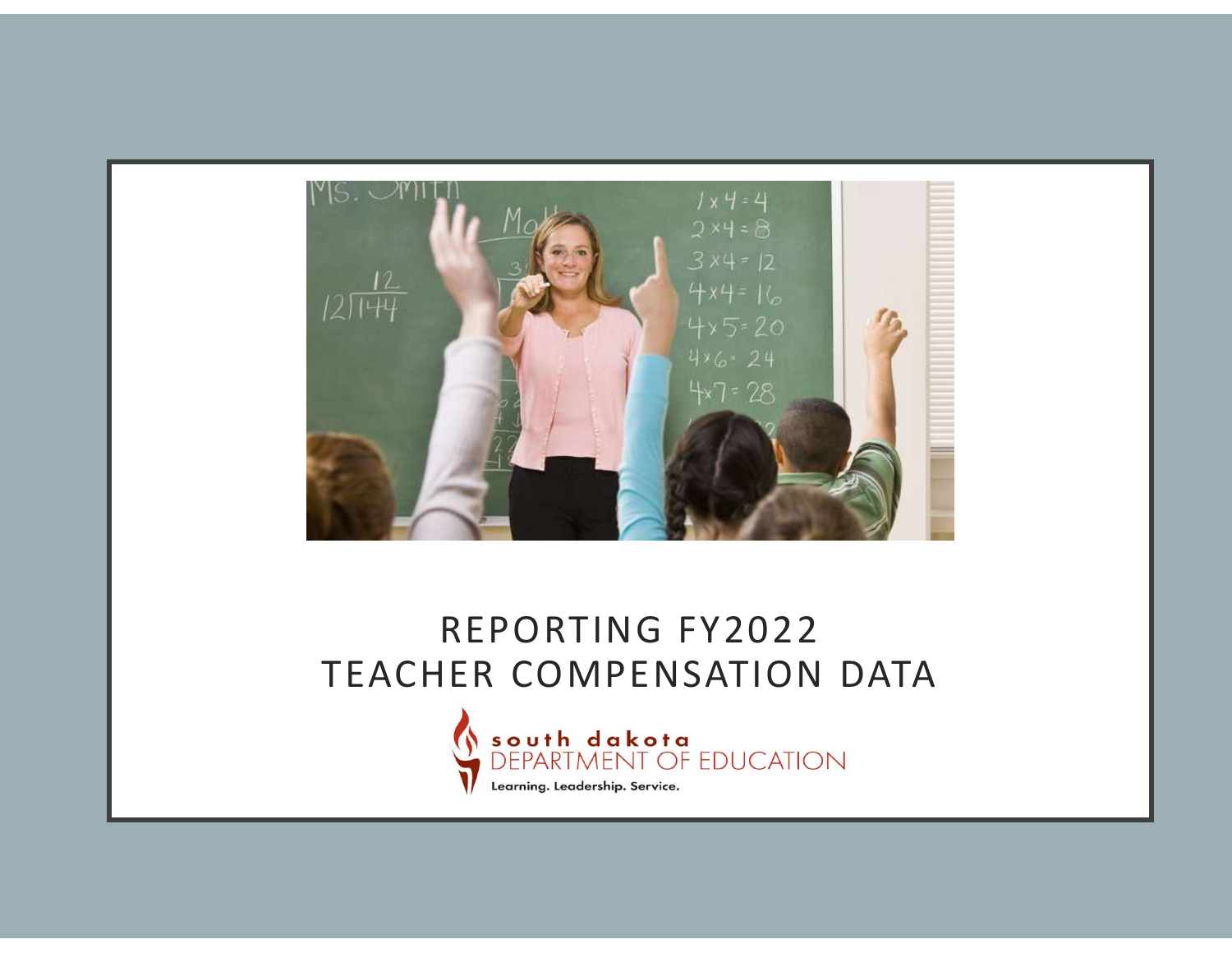# REPORTING FY2022 TEACHER COMPENSATION DATA

south dakota
DEPARTMENT OF EDUCATION
Learning. Leadership. Service.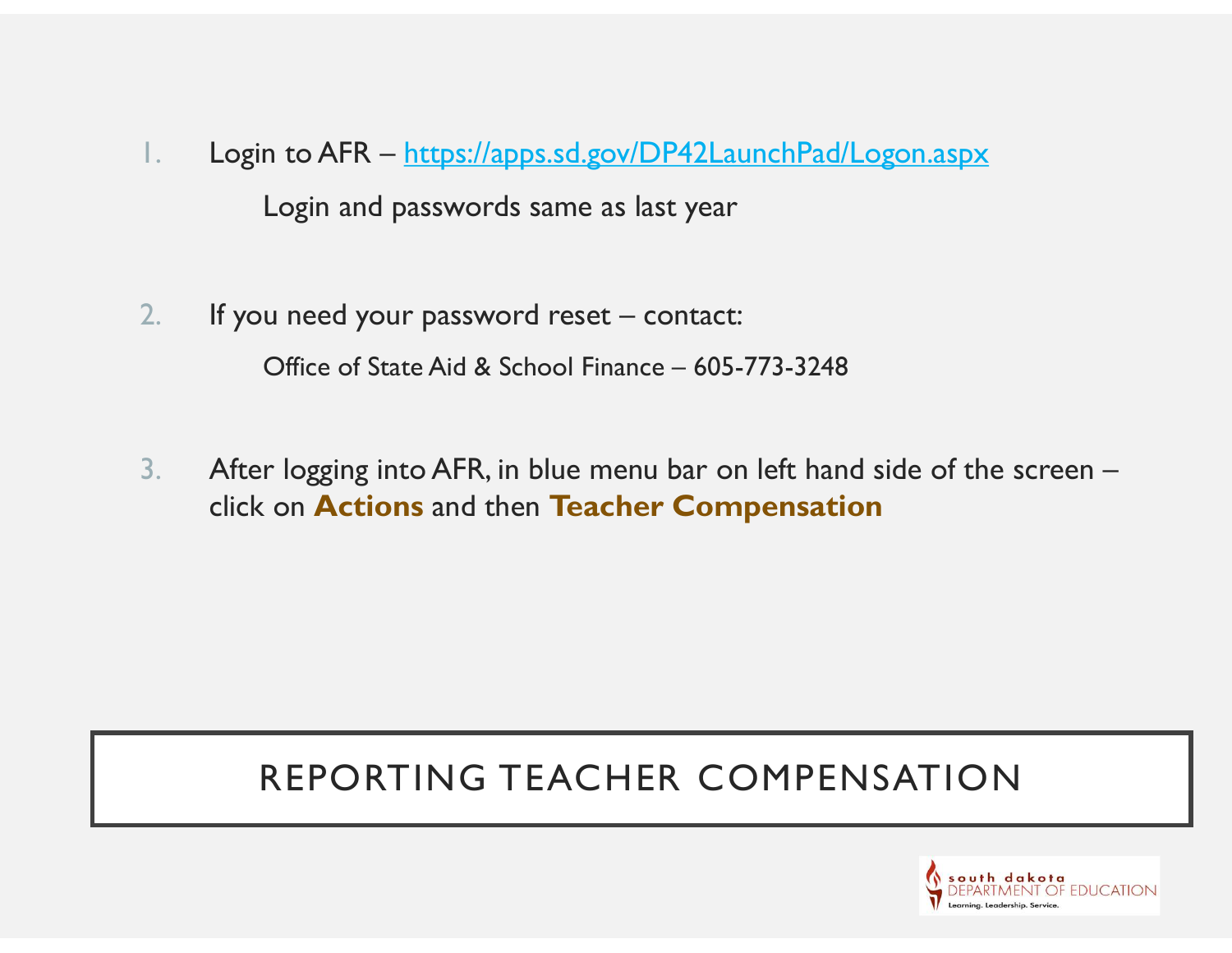## REPORTING TEACHER COMPENSATION

1. Login to AFR – https://apps.sd.gov/DP42LaunchPad/Logon.aspx

   Login and passwords same as last year

2. If you need your password reset – contact:

   Office of State Aid & School Finance – 605-773-3248

3. After logging into AFR, in blue menu bar on left hand side of the screen – click on **Actions** and then **Teacher Compensation**

south dakota DEPARTMENT OF EDUCATION
Learning. Leadership. Service.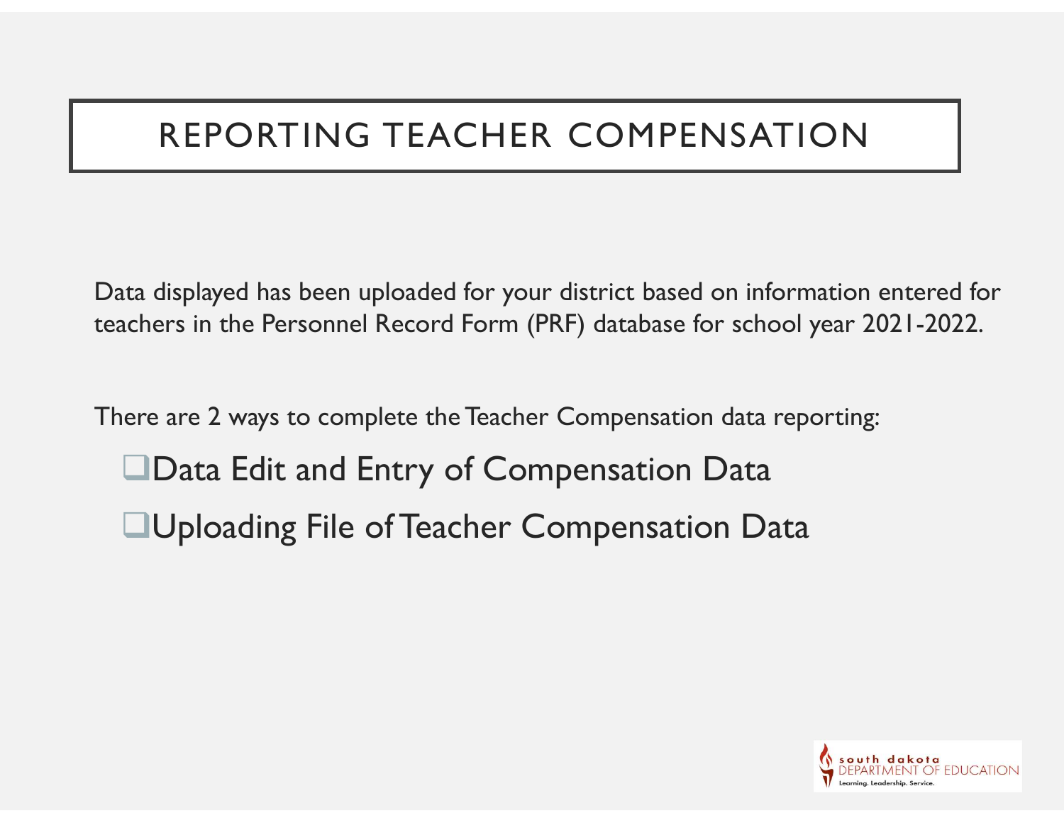# REPORTING TEACHER COMPENSATION

Data displayed has been uploaded for your district based on information entered for teachers in the Personnel Record Form (PRF) database for school year 2021-2022.

There are 2 ways to complete the Teacher Compensation data reporting:

- Data Edit and Entry of Compensation Data
- Uploading File of Teacher Compensation Data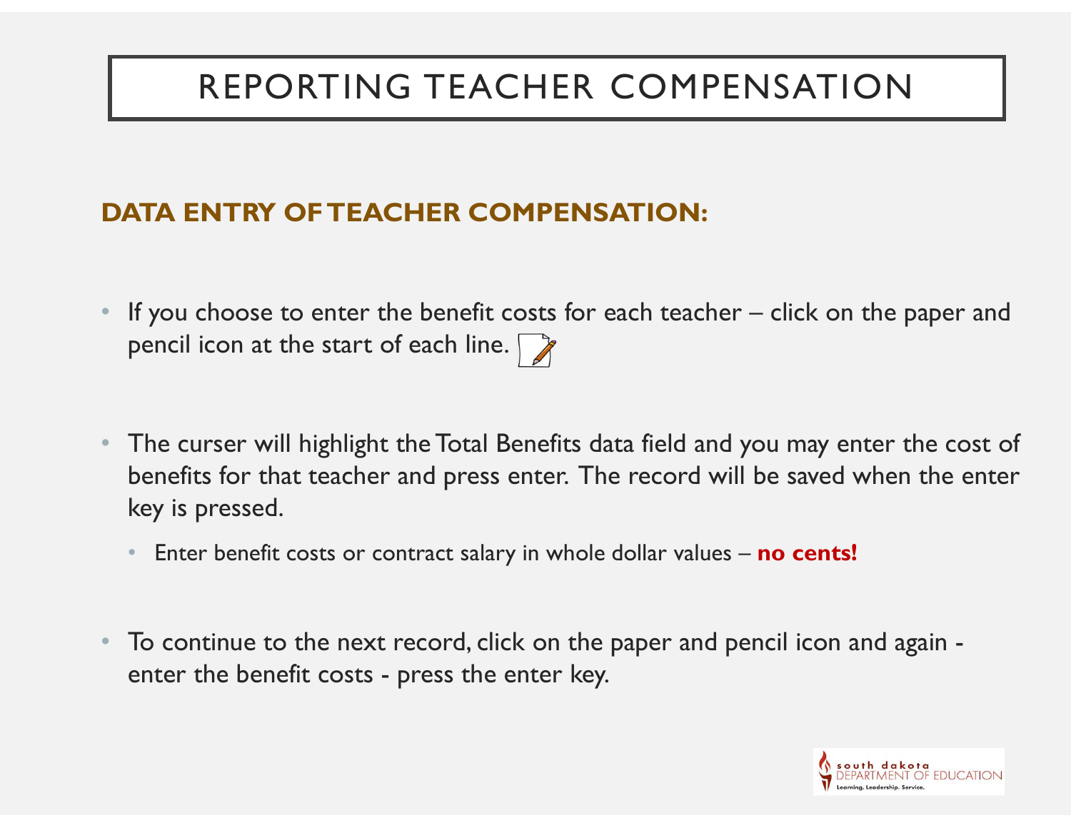# REPORTING TEACHER COMPENSATION

## DATA ENTRY OF TEACHER COMPENSATION:

- If you choose to enter the benefit costs for each teacher – click on the paper and pencil icon at the start of each line.
- The curser will highlight the Total Benefits data field and you may enter the cost of benefits for that teacher and press enter. The record will be saved when the enter key is pressed.
  - Enter benefit costs or contract salary in whole dollar values – **no cents!**
- To continue to the next record, click on the paper and pencil icon and again - enter the benefit costs - press the enter key.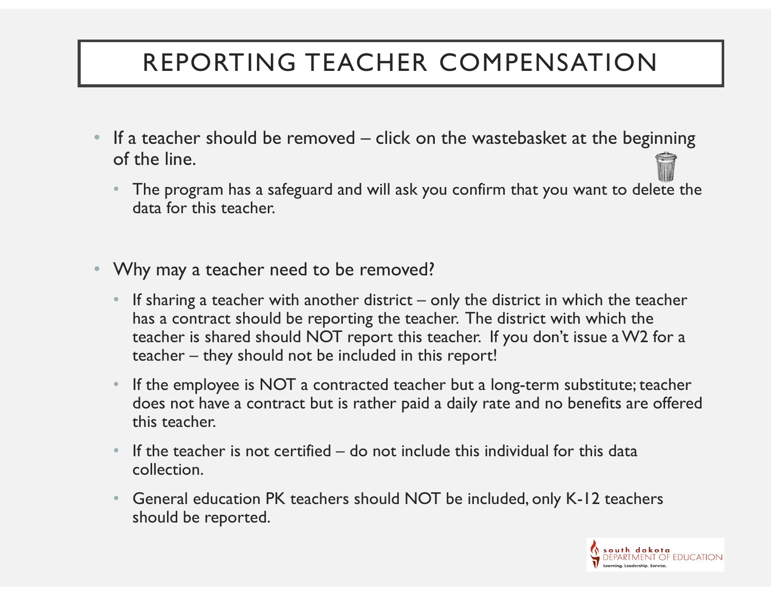# REPORTING TEACHER COMPENSATION

- If a teacher should be removed – click on the wastebasket at the beginning of the line.
  - The program has a safeguard and will ask you confirm that you want to delete the data for this teacher.

- Why may a teacher need to be removed?
  - If sharing a teacher with another district – only the district in which the teacher has a contract should be reporting the teacher. The district with which the teacher is shared should NOT report this teacher. If you don't issue a W2 for a teacher – they should not be included in this report!
  - If the employee is NOT a contracted teacher but a long-term substitute; teacher does not have a contract but is rather paid a daily rate and no benefits are offered this teacher.
  - If the teacher is not certified – do not include this individual for this data collection.
  - General education PK teachers should NOT be included, only K-12 teachers should be reported.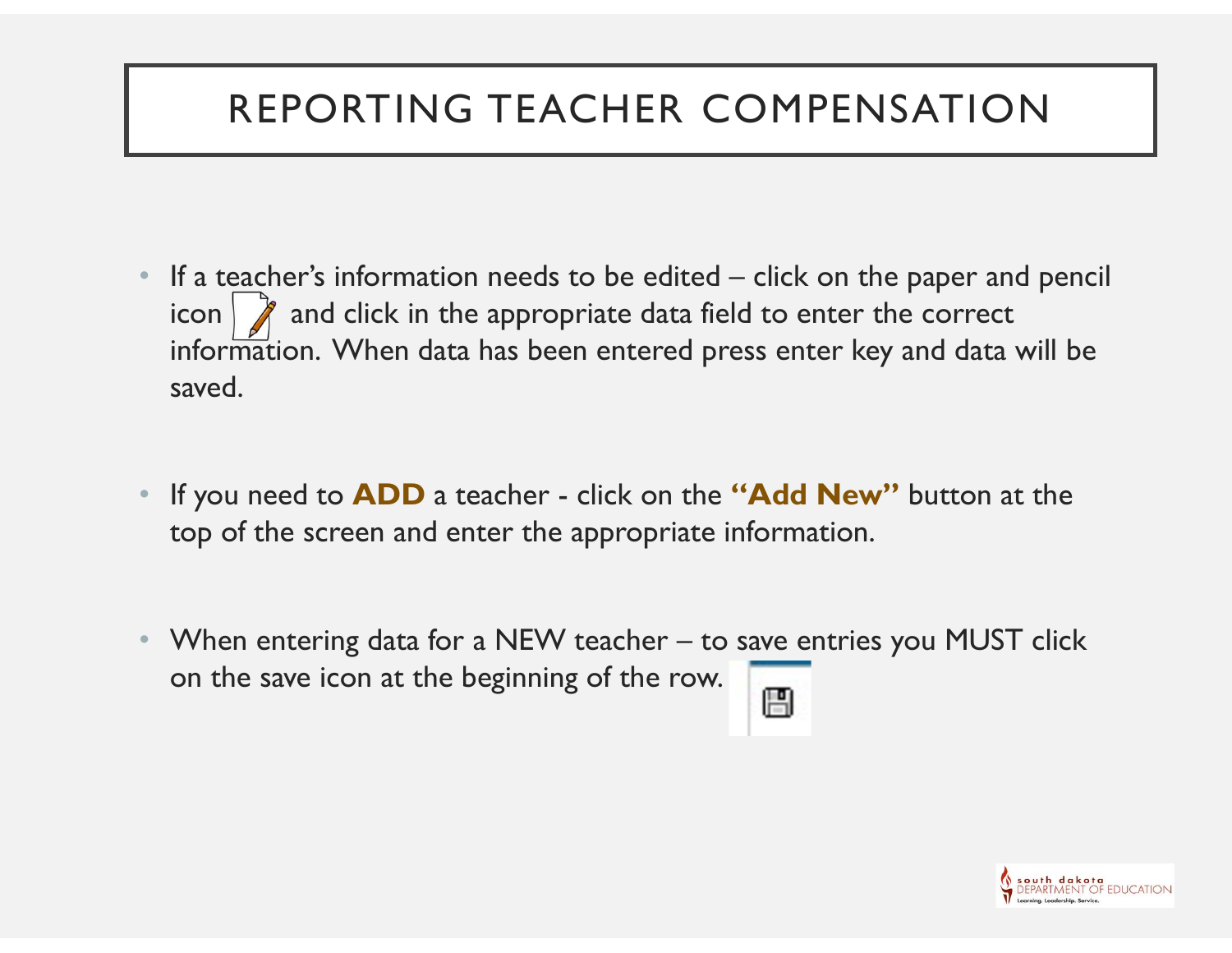# REPORTING TEACHER COMPENSATION

- If a teacher's information needs to be edited – click on the paper and pencil icon and click in the appropriate data field to enter the correct information. When data has been entered press enter key and data will be saved.

- If you need to **ADD** a teacher - click on the **"Add New"** button at the top of the screen and enter the appropriate information.

- When entering data for a NEW teacher – to save entries you MUST click on the save icon at the beginning of the row.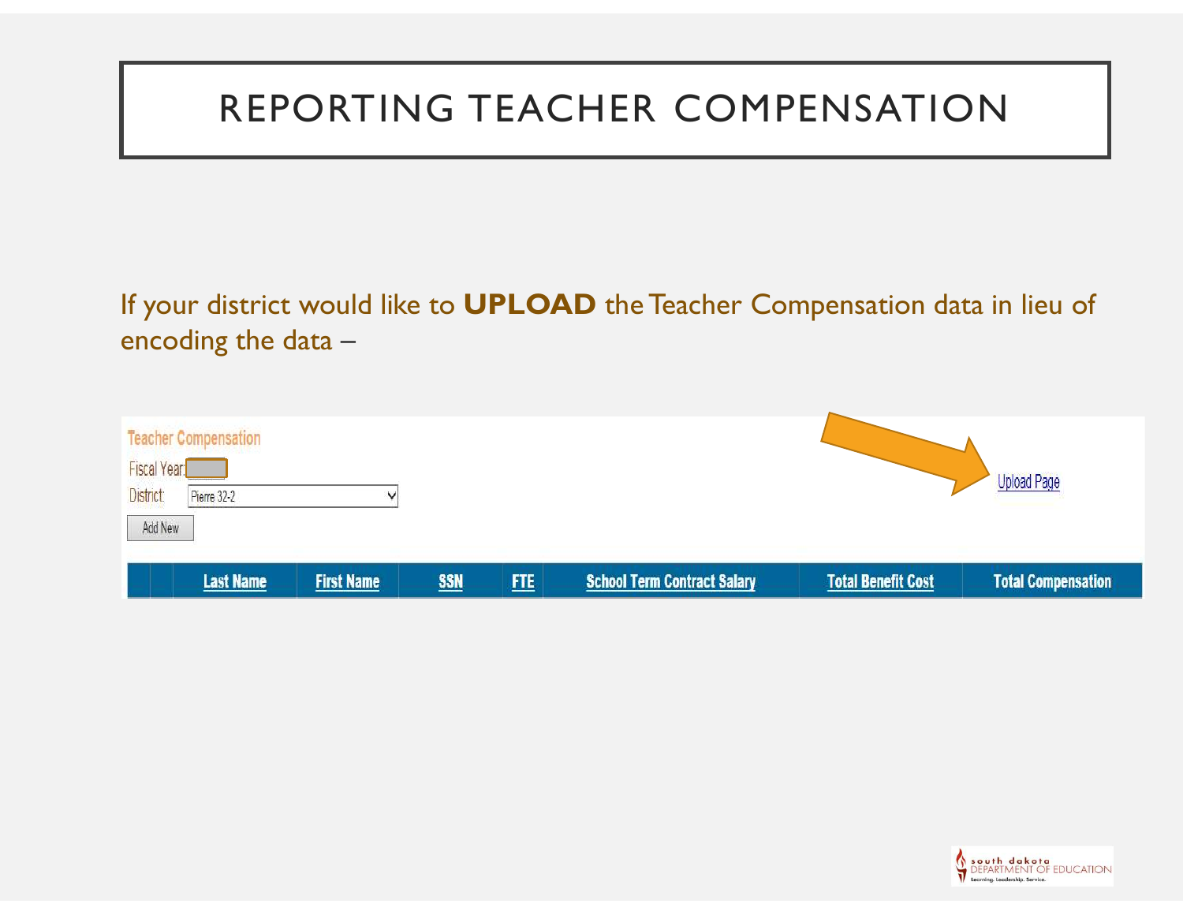# REPORTING TEACHER COMPENSATION

If your district would like to **UPLOAD** the Teacher Compensation data in lieu of encoding the data –

Teacher Compensation

Fiscal Year:

District: Pierre 32-2

Add New

Upload Page

| | Last Name | First Name | SSN | FTE | School Term Contract Salary | Total Benefit Cost | Total Compensation |
|---|---|---|---|---|---|---|---|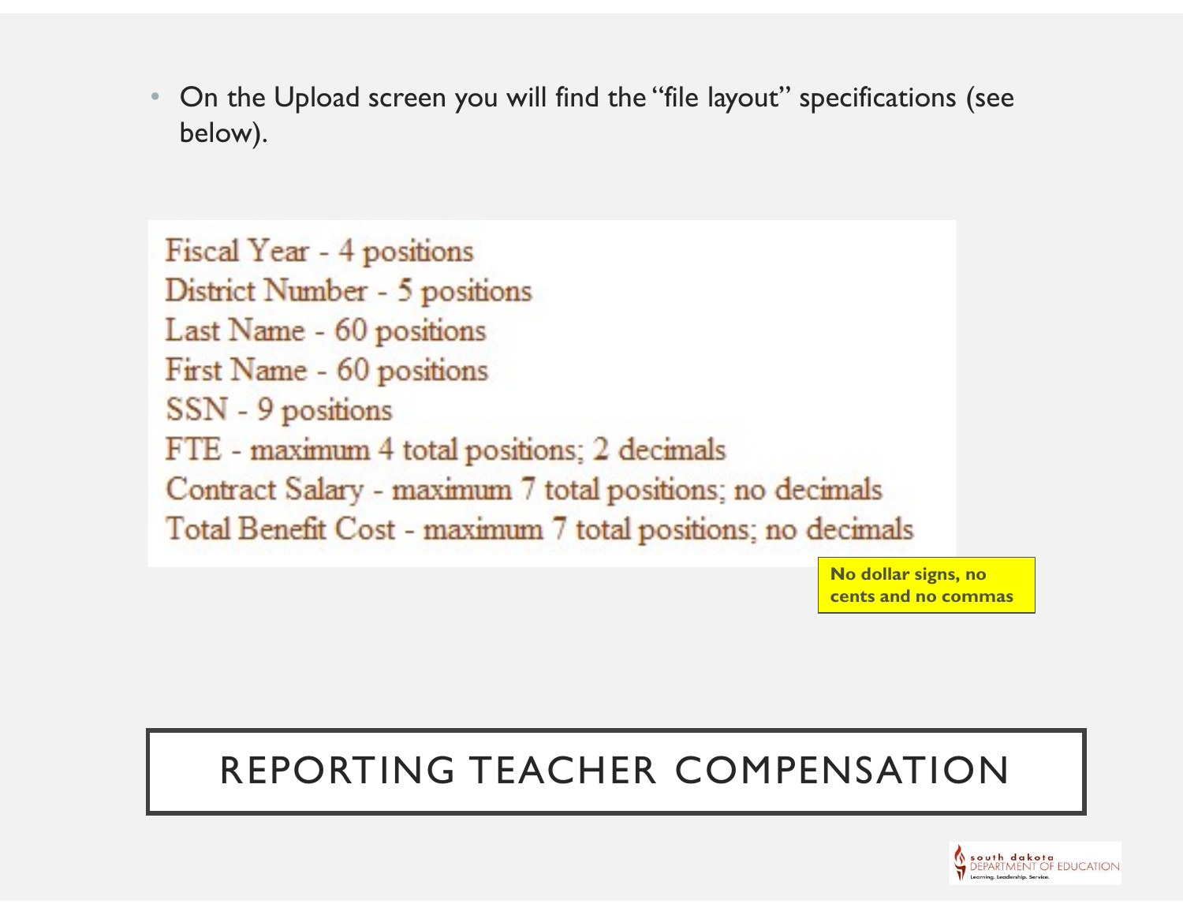- On the Upload screen you will find the "file layout" specifications (see below).

Fiscal Year - 4 positions
District Number - 5 positions
Last Name - 60 positions
First Name - 60 positions
SSN - 9 positions
FTE - maximum 4 total positions; 2 decimals
Contract Salary - maximum 7 total positions; no decimals
Total Benefit Cost - maximum 7 total positions; no decimals

**No dollar signs, no cents and no commas**

# REPORTING TEACHER COMPENSATION

south dakota DEPARTMENT OF EDUCATION
Learning. Leadership. Service.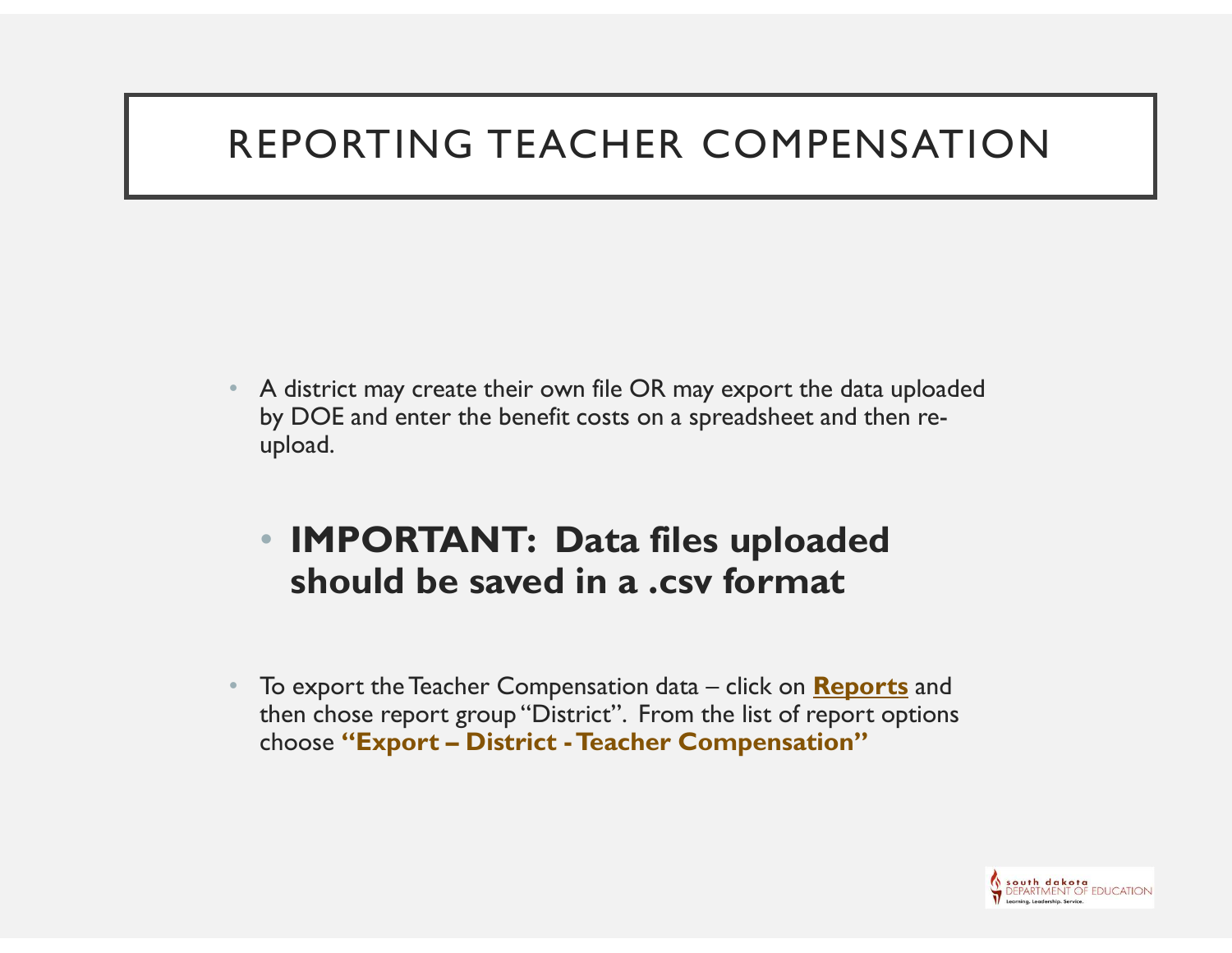# REPORTING TEACHER COMPENSATION

- A district may create their own file OR may export the data uploaded by DOE and enter the benefit costs on a spreadsheet and then re-upload.

- **IMPORTANT: Data files uploaded should be saved in a .csv format**

- To export the Teacher Compensation data – click on **Reports** and then chose report group "District". From the list of report options choose **"Export – District - Teacher Compensation"**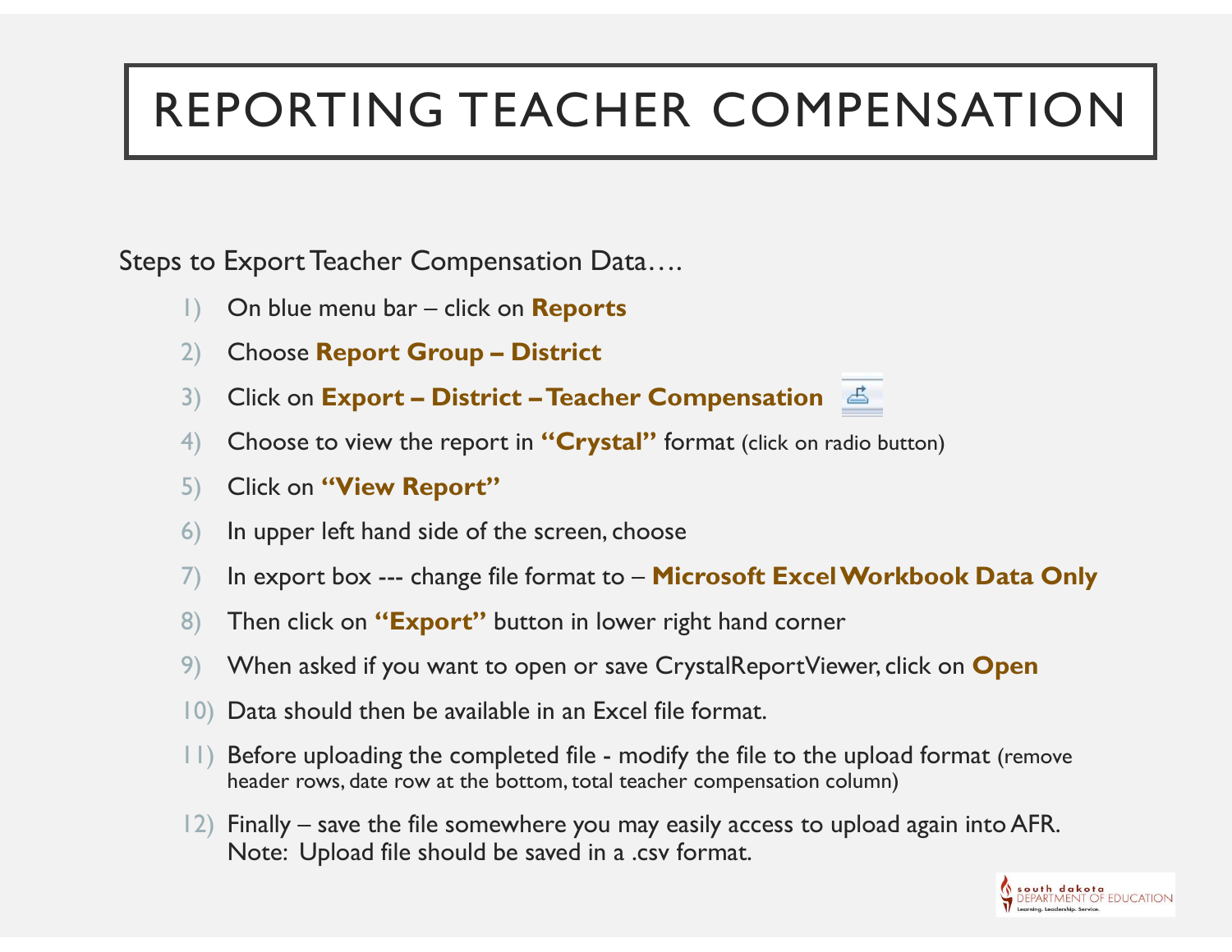# REPORTING TEACHER COMPENSATION

Steps to Export Teacher Compensation Data….

1) On blue menu bar – click on **Reports**
2) Choose **Report Group – District**
3) Click on **Export – District – Teacher Compensation**
4) Choose to view the report in **"Crystal"** format (click on radio button)
5) Click on **"View Report"**
6) In upper left hand side of the screen, choose
7) In export box --- change file format to – **Microsoft Excel Workbook Data Only**
8) Then click on **"Export"** button in lower right hand corner
9) When asked if you want to open or save CrystalReportViewer, click on **Open**
10) Data should then be available in an Excel file format.
11) Before uploading the completed file - modify the file to the upload format (remove header rows, date row at the bottom, total teacher compensation column)
12) Finally – save the file somewhere you may easily access to upload again into AFR. Note: Upload file should be saved in a .csv format.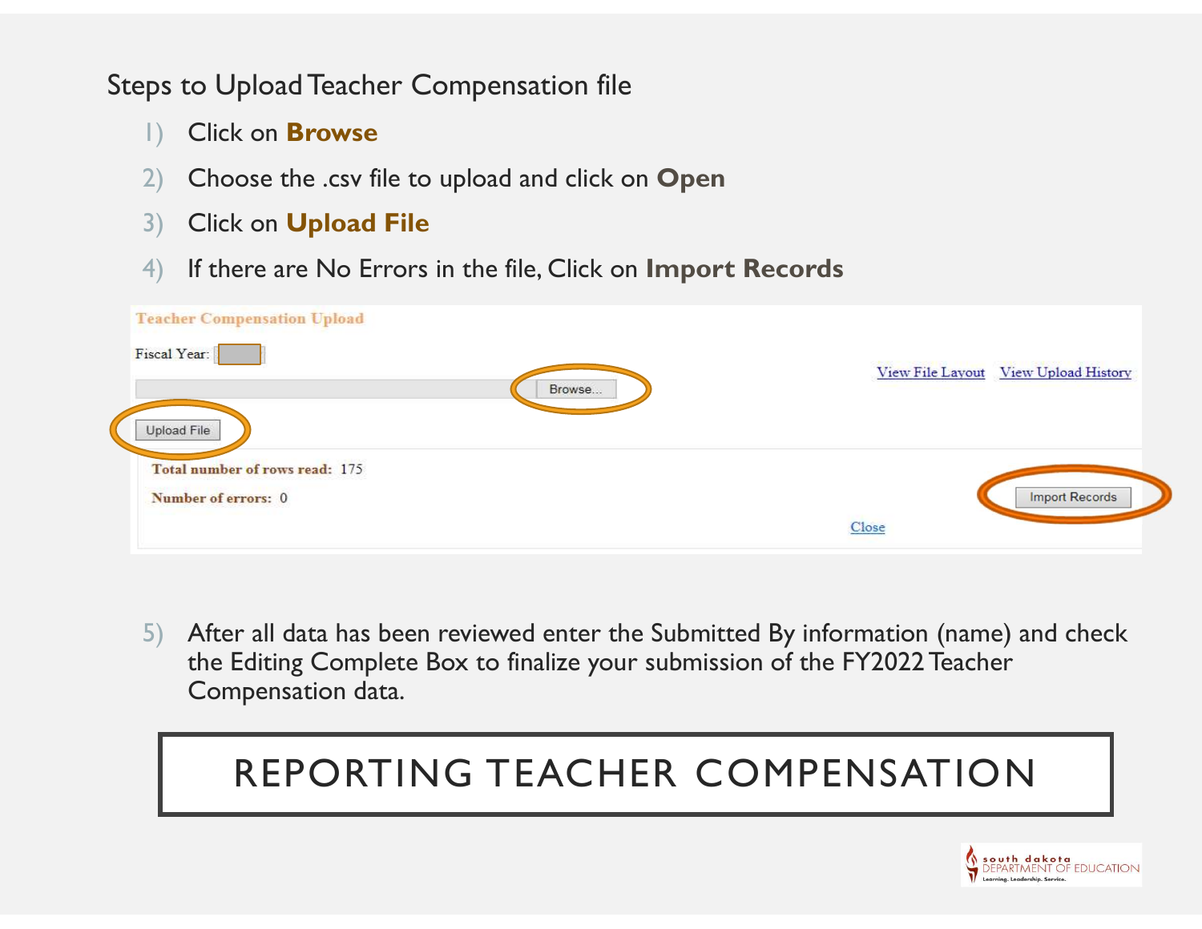Steps to Upload Teacher Compensation file

1) Click on **Browse**
2) Choose the .csv file to upload and click on **Open**
3) Click on **Upload File**
4) If there are No Errors in the file, Click on **Import Records**

Teacher Compensation Upload

Fiscal Year:

Browse...

View File Layout View Upload History

Upload File

Total number of rows read: 175

Number of errors: 0

Import Records

Close

5) After all data has been reviewed enter the Submitted By information (name) and check the Editing Complete Box to finalize your submission of the FY2022 Teacher Compensation data.

# REPORTING TEACHER COMPENSATION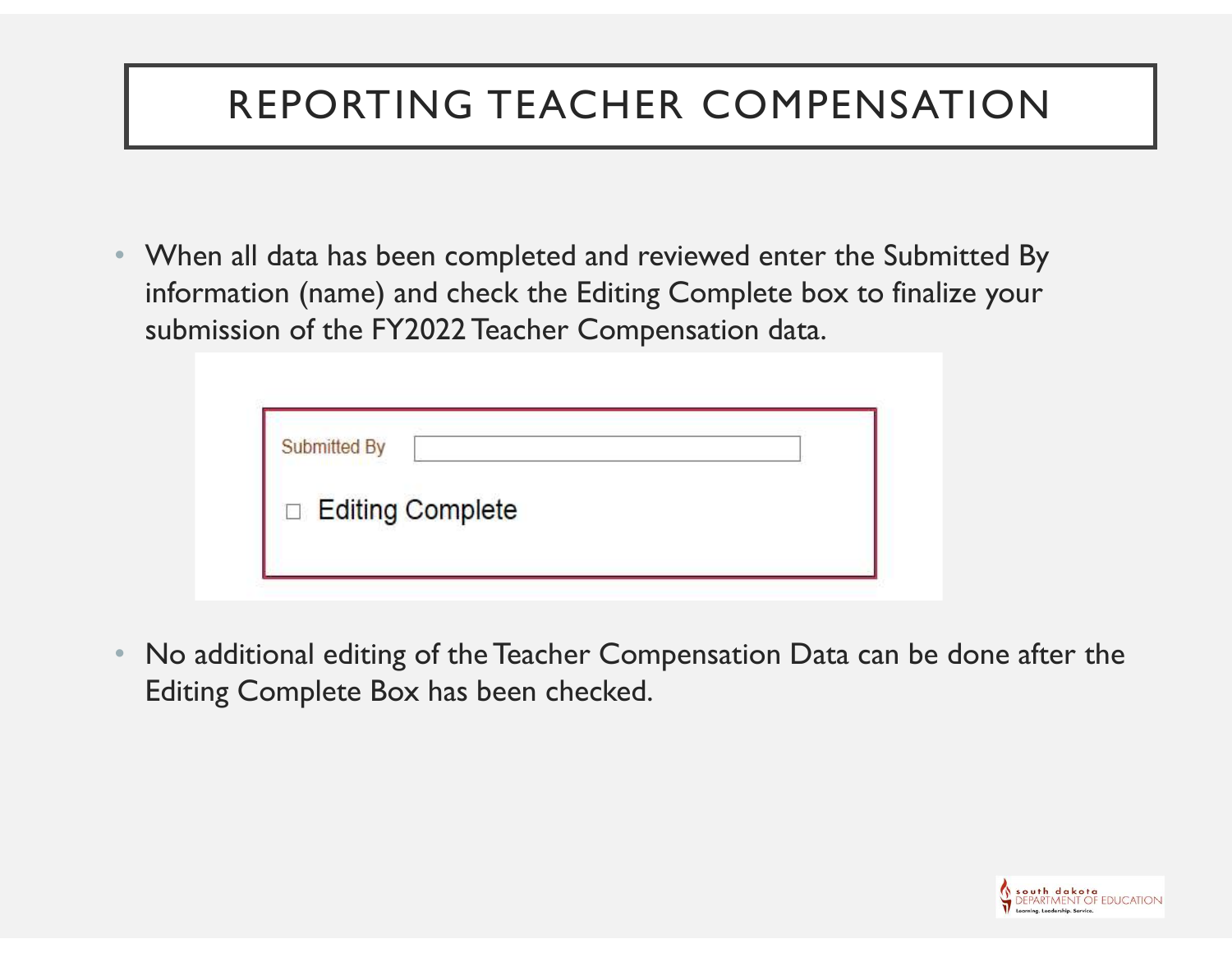# REPORTING TEACHER COMPENSATION

- When all data has been completed and reviewed enter the Submitted By information (name) and check the Editing Complete box to finalize your submission of the FY2022 Teacher Compensation data.

Submitted By

☐ Editing Complete

- No additional editing of the Teacher Compensation Data can be done after the Editing Complete Box has been checked.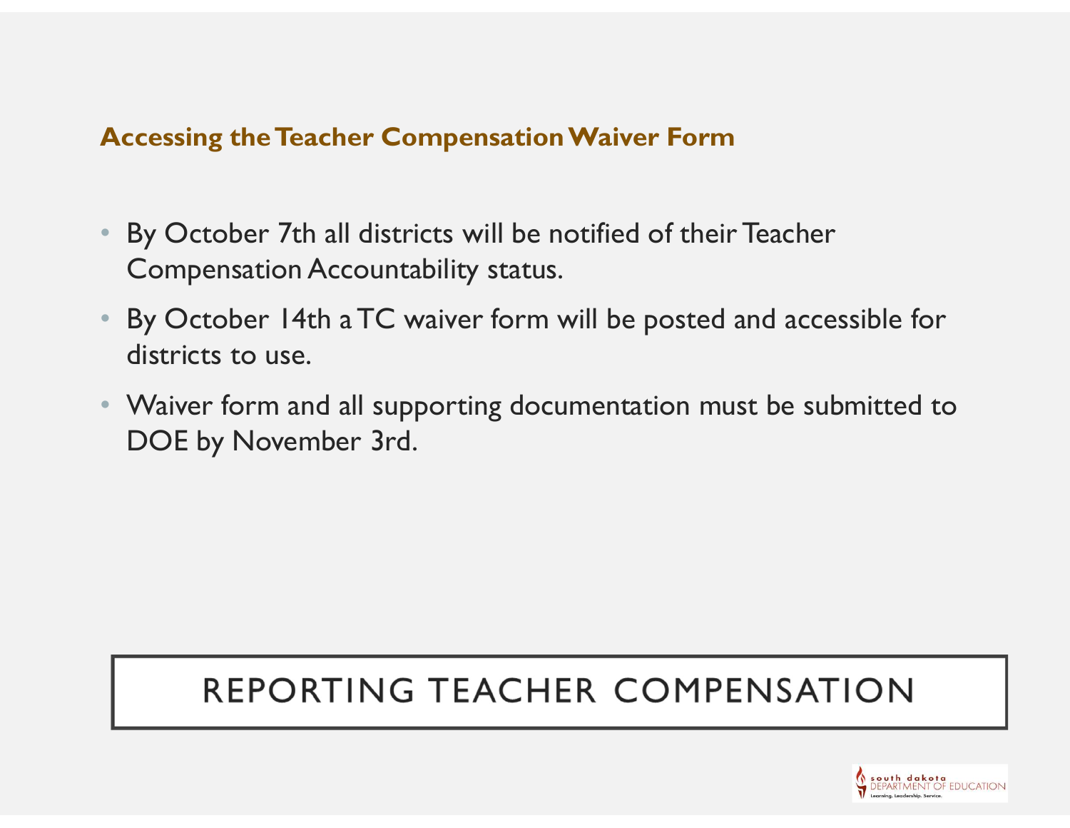## Accessing the Teacher Compensation Waiver Form

- By October 7th all districts will be notified of their Teacher Compensation Accountability status.
- By October 14th a TC waiver form will be posted and accessible for districts to use.
- Waiver form and all supporting documentation must be submitted to DOE by November 3rd.

# REPORTING TEACHER COMPENSATION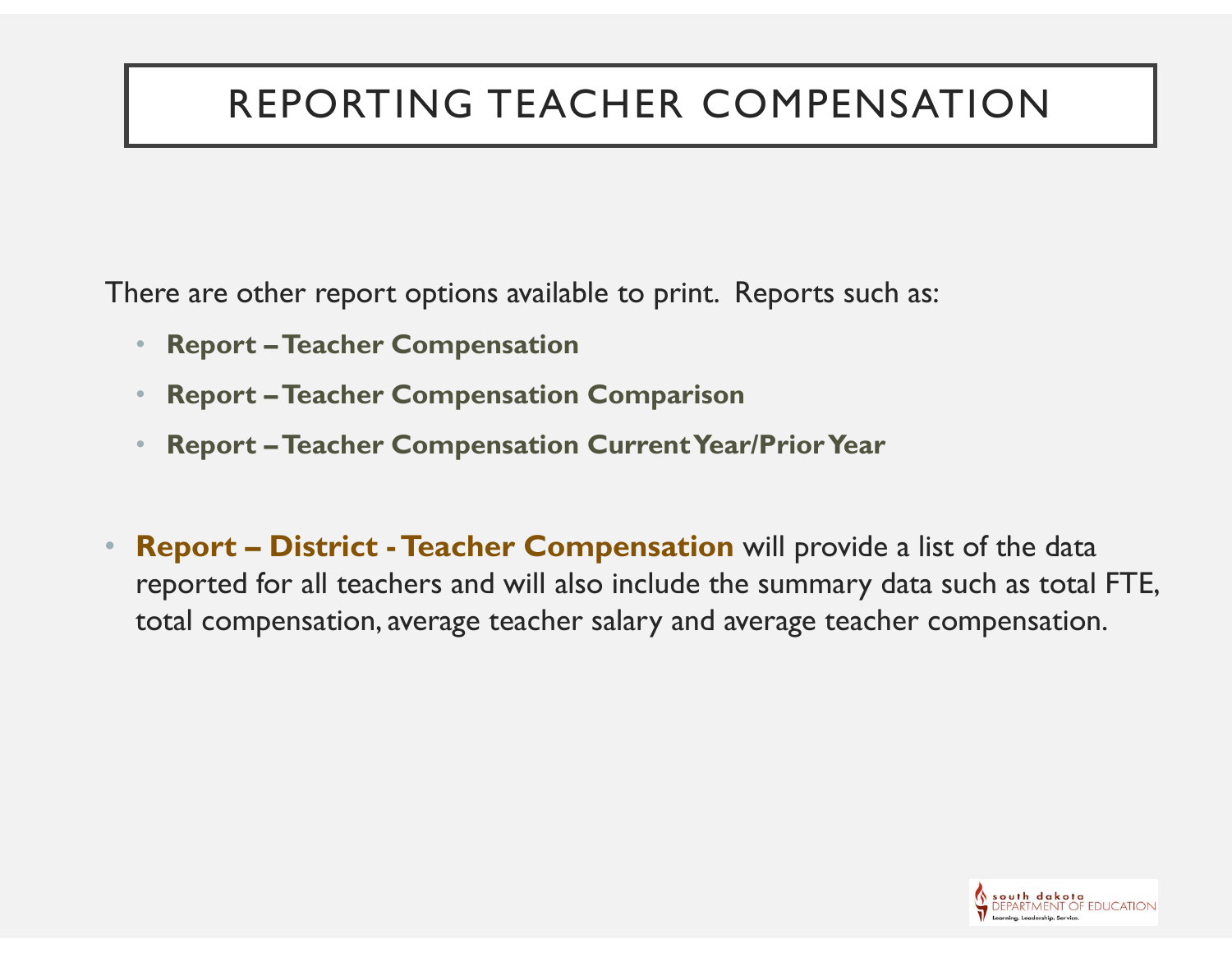# REPORTING TEACHER COMPENSATION

There are other report options available to print. Reports such as:

- **Report – Teacher Compensation**
- **Report – Teacher Compensation Comparison**
- **Report – Teacher Compensation Current Year/Prior Year**

- **Report – District - Teacher Compensation** will provide a list of the data reported for all teachers and will also include the summary data such as total FTE, total compensation, average teacher salary and average teacher compensation.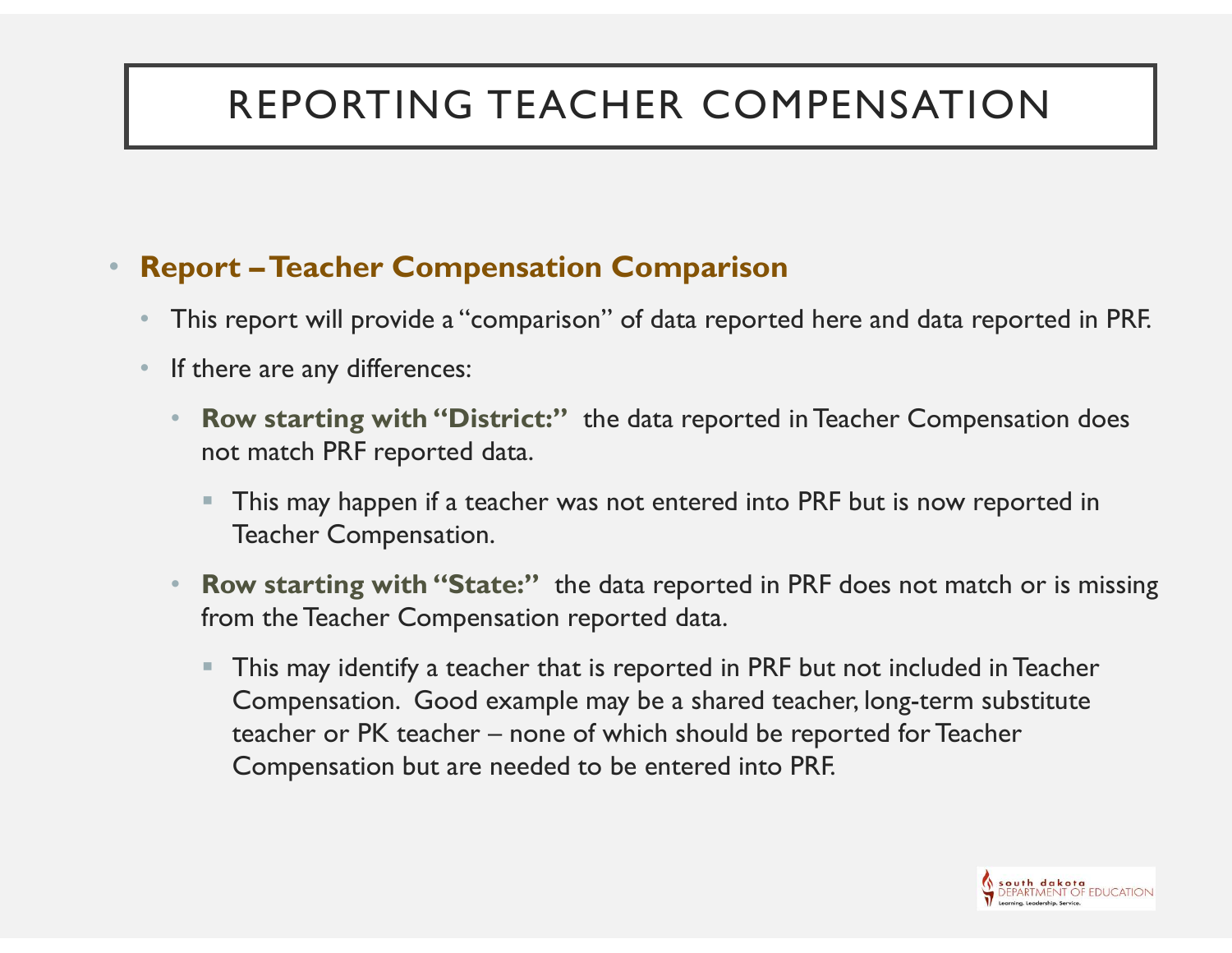# REPORTING TEACHER COMPENSATION

- **Report – Teacher Compensation Comparison**
  - This report will provide a "comparison" of data reported here and data reported in PRF.
  - If there are any differences:
    - **Row starting with "District:"** the data reported in Teacher Compensation does not match PRF reported data.
      - This may happen if a teacher was not entered into PRF but is now reported in Teacher Compensation.
    - **Row starting with "State:"** the data reported in PRF does not match or is missing from the Teacher Compensation reported data.
      - This may identify a teacher that is reported in PRF but not included in Teacher Compensation. Good example may be a shared teacher, long-term substitute teacher or PK teacher – none of which should be reported for Teacher Compensation but are needed to be entered into PRF.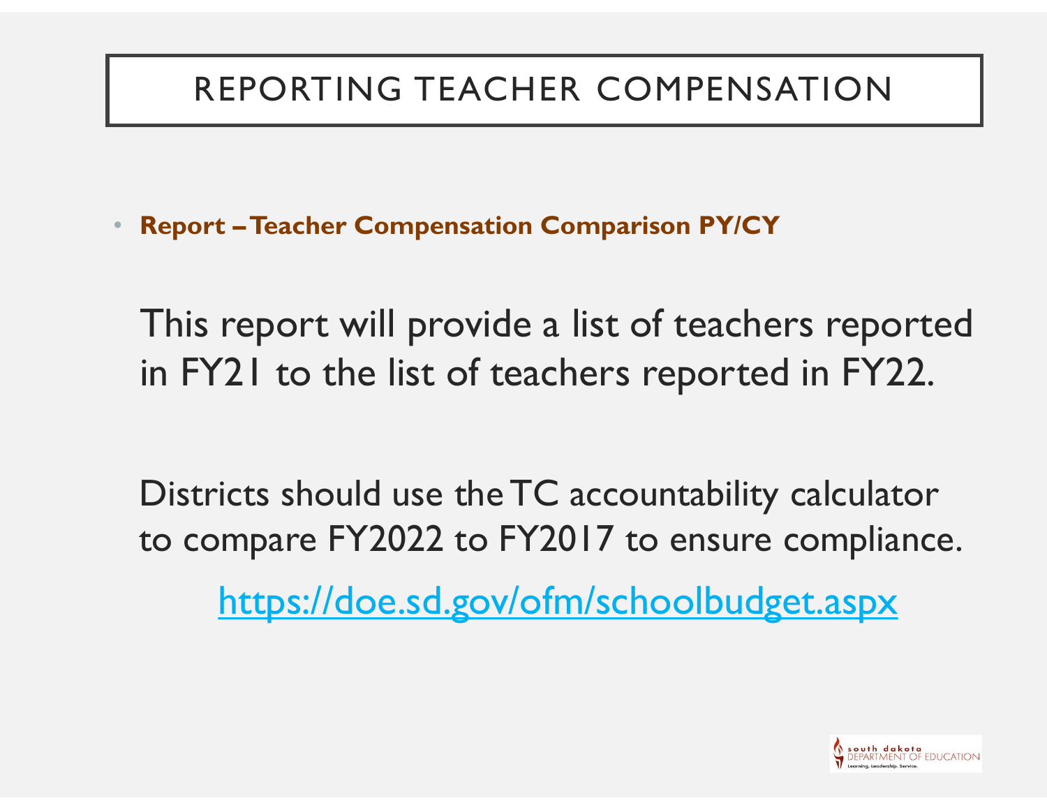# REPORTING TEACHER COMPENSATION

- **Report – Teacher Compensation Comparison PY/CY**

This report will provide a list of teachers reported in FY21 to the list of teachers reported in FY22.

Districts should use the TC accountability calculator to compare FY2022 to FY2017 to ensure compliance.

https://doe.sd.gov/ofm/schoolbudget.aspx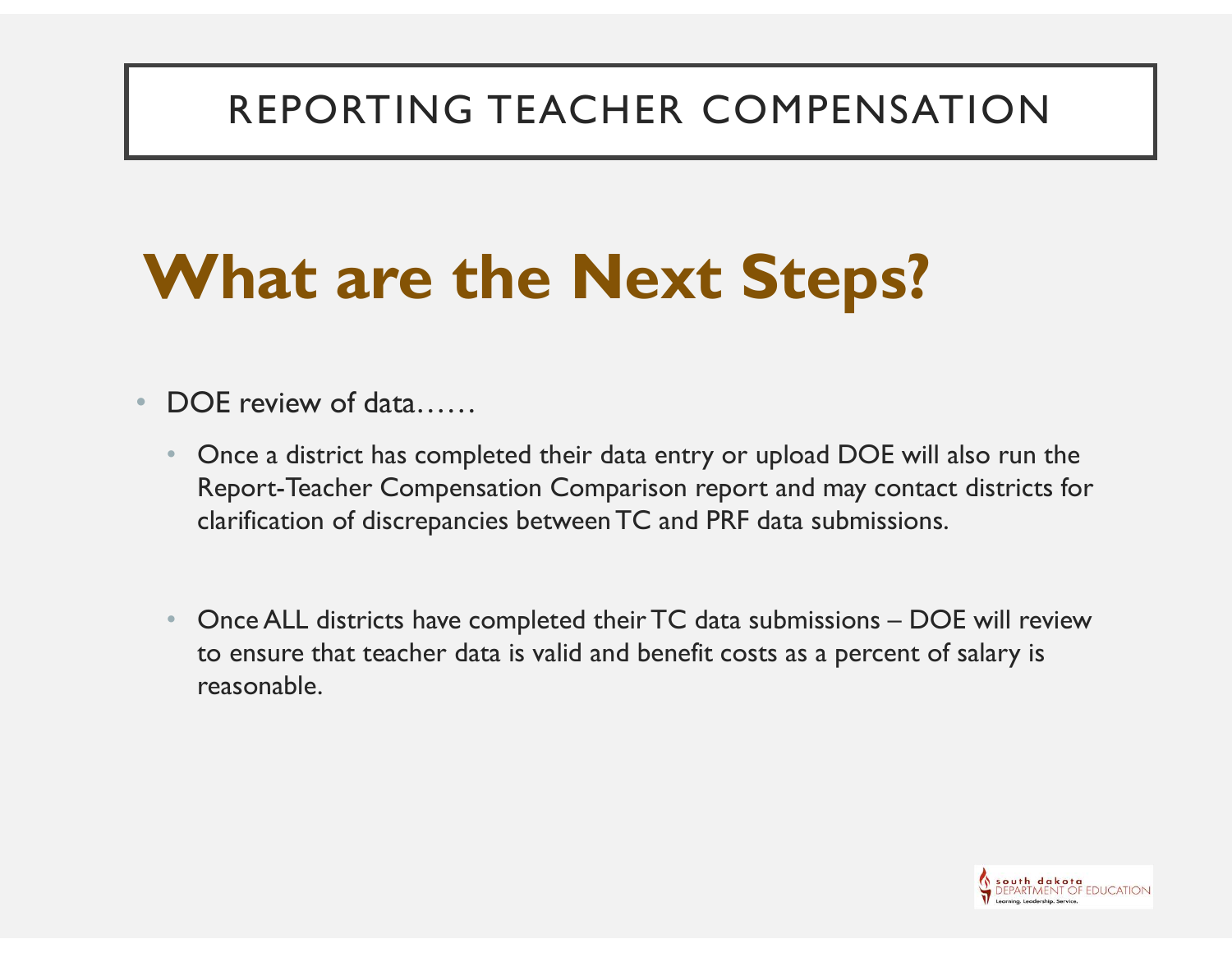# REPORTING TEACHER COMPENSATION

## What are the Next Steps?

- DOE review of data……
  - Once a district has completed their data entry or upload DOE will also run the Report-Teacher Compensation Comparison report and may contact districts for clarification of discrepancies between TC and PRF data submissions.
  - Once ALL districts have completed their TC data submissions – DOE will review to ensure that teacher data is valid and benefit costs as a percent of salary is reasonable.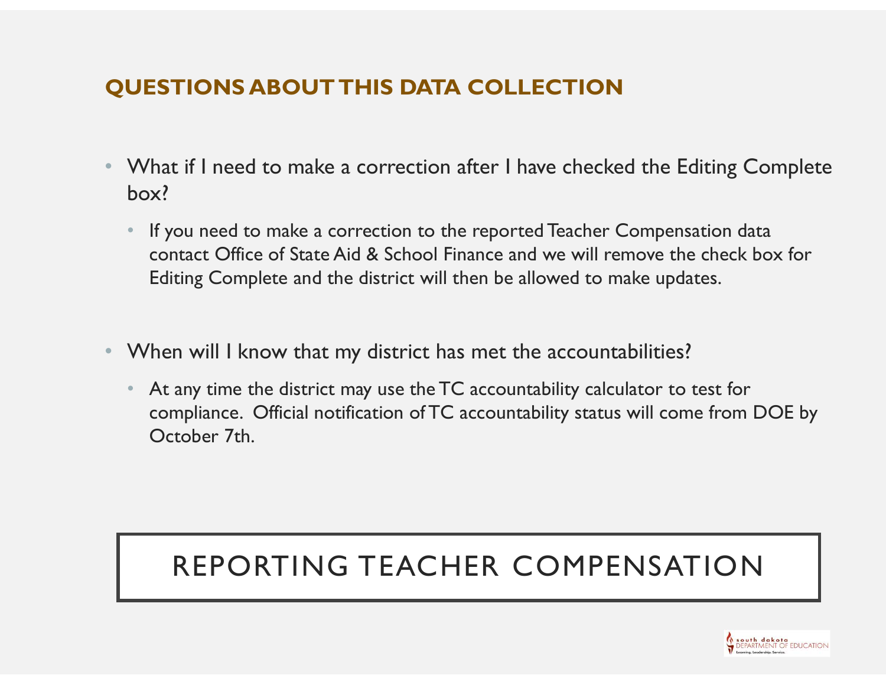## QUESTIONS ABOUT THIS DATA COLLECTION

- What if I need to make a correction after I have checked the Editing Complete box?
  - If you need to make a correction to the reported Teacher Compensation data contact Office of State Aid & School Finance and we will remove the check box for Editing Complete and the district will then be allowed to make updates.

- When will I know that my district has met the accountabilities?
  - At any time the district may use the TC accountability calculator to test for compliance. Official notification of TC accountability status will come from DOE by October 7th.

REPORTING TEACHER COMPENSATION